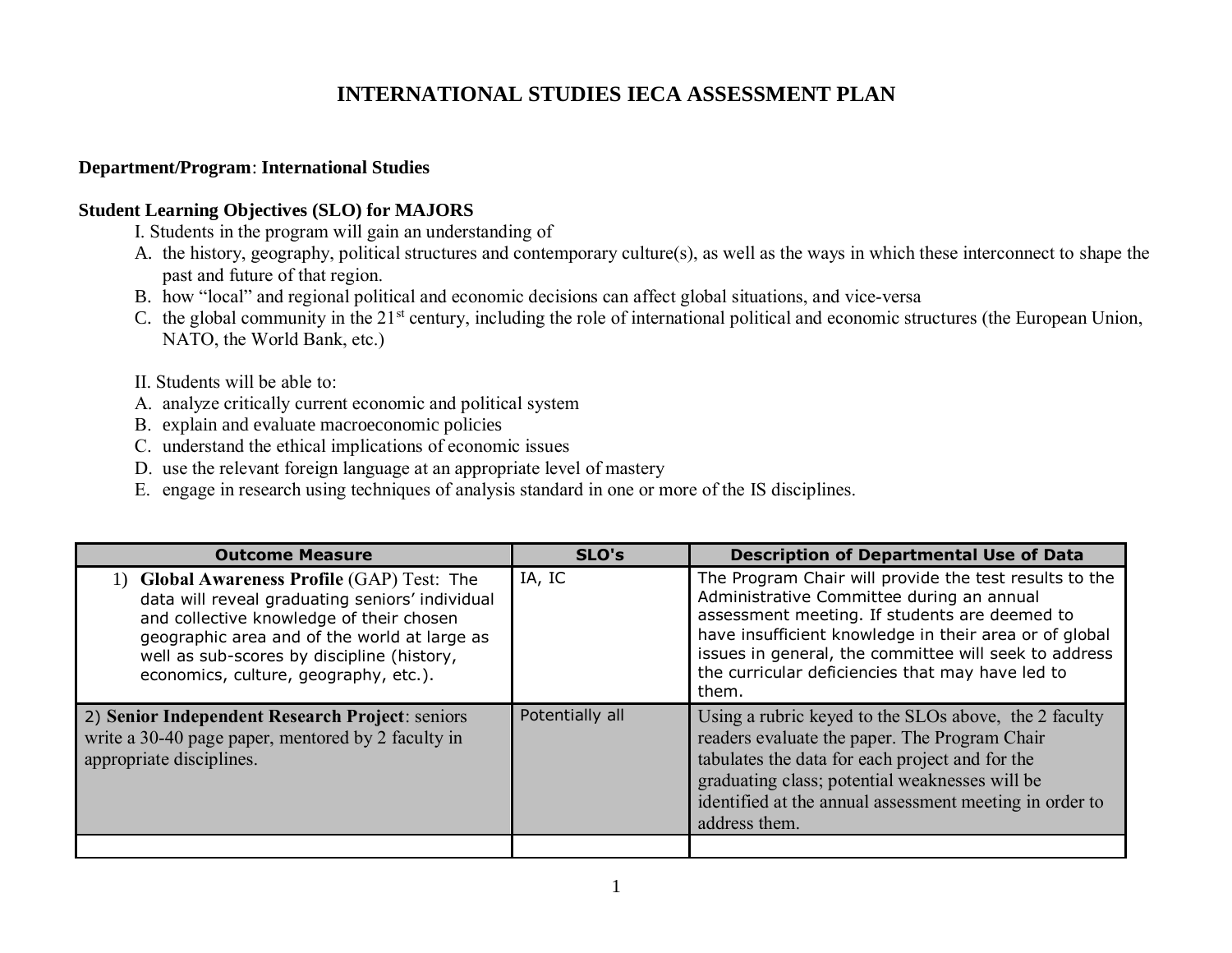# INTERNATIONAL STUDIES IECA ASSESSMENT PLAN

**Department/Program**: **International Studies**

**Student Learning Objectives (SLO) for MAJORS**

I. Students in the program will gain an understanding of

A. the history, geography, political structures and contemporary culture(s), as well as the ways in which these interconnect to shape the past and future of that region.
B. how "local" and regional political and economic decisions can affect global situations, and vice-versa
C. the global community in the 21st century, including the role of international political and economic structures (the European Union, NATO, the World Bank, etc.)

II. Students will be able to:

A. analyze critically current economic and political system
B. explain and evaluate macroeconomic policies
C. understand the ethical implications of economic issues
D. use the relevant foreign language at an appropriate level of mastery
E. engage in research using techniques of analysis standard in one or more of the IS disciplines.

| Outcome Measure | SLO's | Description of Departmental Use of Data |
|---|---|---|
| 1) **Global Awareness Profile** (GAP) Test: The data will reveal graduating seniors' individual and collective knowledge of their chosen geographic area and of the world at large as well as sub-scores by discipline (history, economics, culture, geography, etc.). | IA, IC | The Program Chair will provide the test results to the Administrative Committee during an annual assessment meeting. If students are deemed to have insufficient knowledge in their area or of global issues in general, the committee will seek to address the curricular deficiencies that may have led to them. |
| 2) **Senior Independent Research Project**: seniors write a 30-40 page paper, mentored by 2 faculty in appropriate disciplines. | Potentially all | Using a rubric keyed to the SLOs above, the 2 faculty readers evaluate the paper. The Program Chair tabulates the data for each project and for the graduating class; potential weaknesses will be identified at the annual assessment meeting in order to address them. |
| | | |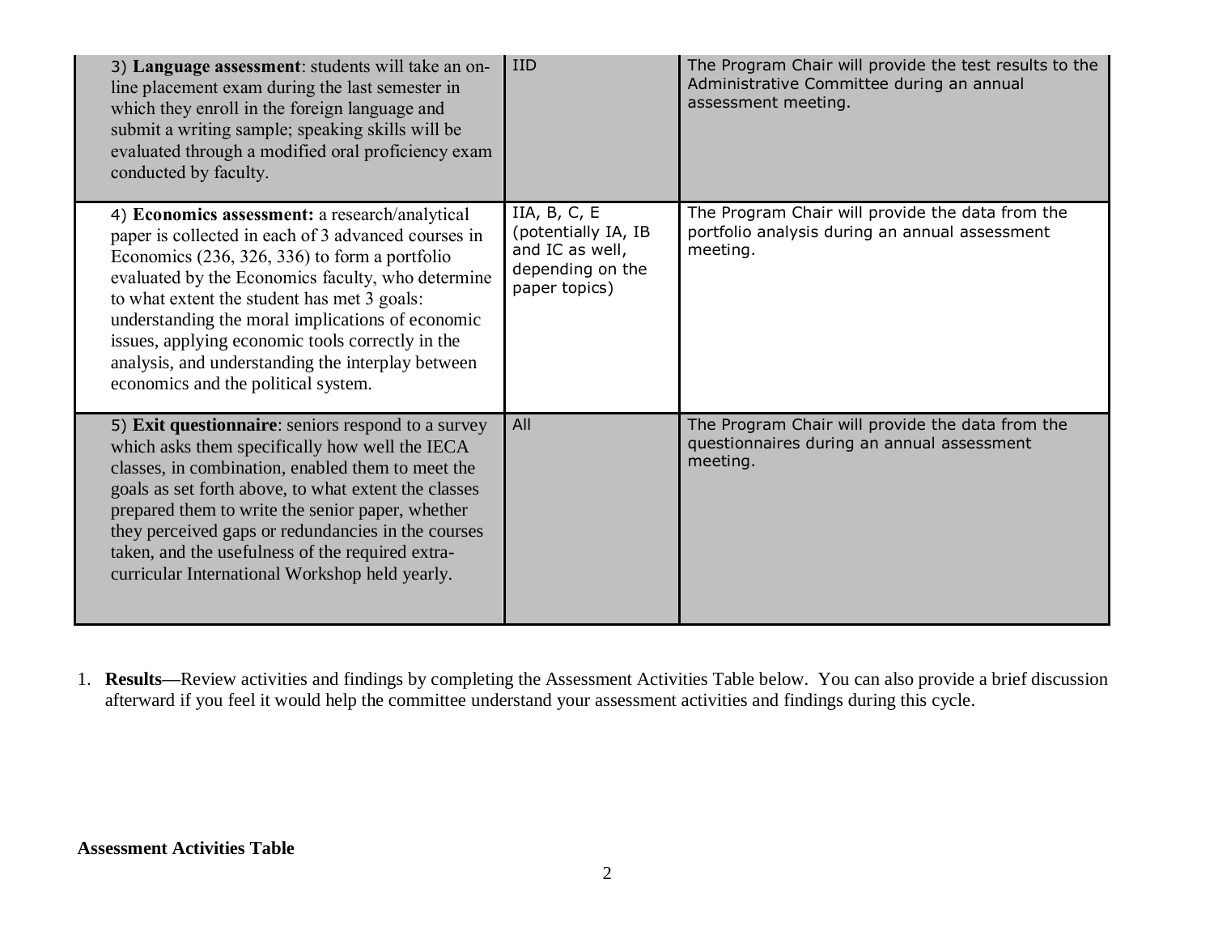| | | |
|---|---|---|
| 3) **Language assessment**: students will take an on-line placement exam during the last semester in which they enroll in the foreign language and submit a writing sample; speaking skills will be evaluated through a modified oral proficiency exam conducted by faculty. | IID | The Program Chair will provide the test results to the Administrative Committee during an annual assessment meeting. |
| 4) **Economics assessment:** a research/analytical paper is collected in each of 3 advanced courses in Economics (236, 326, 336) to form a portfolio evaluated by the Economics faculty, who determine to what extent the student has met 3 goals: understanding the moral implications of economic issues, applying economic tools correctly in the analysis, and understanding the interplay between economics and the political system. | IIA, B, C, E (potentially IA, IB and IC as well, depending on the paper topics) | The Program Chair will provide the data from the portfolio analysis during an annual assessment meeting. |
| 5) **Exit questionnaire**: seniors respond to a survey which asks them specifically how well the IECA classes, in combination, enabled them to meet the goals as set forth above, to what extent the classes prepared them to write the senior paper, whether they perceived gaps or redundancies in the courses taken, and the usefulness of the required extra-curricular International Workshop held yearly. | All | The Program Chair will provide the data from the questionnaires during an annual assessment meeting. |

1. **Results**—Review activities and findings by completing the Assessment Activities Table below. You can also provide a brief discussion afterward if you feel it would help the committee understand your assessment activities and findings during this cycle.

**Assessment Activities Table**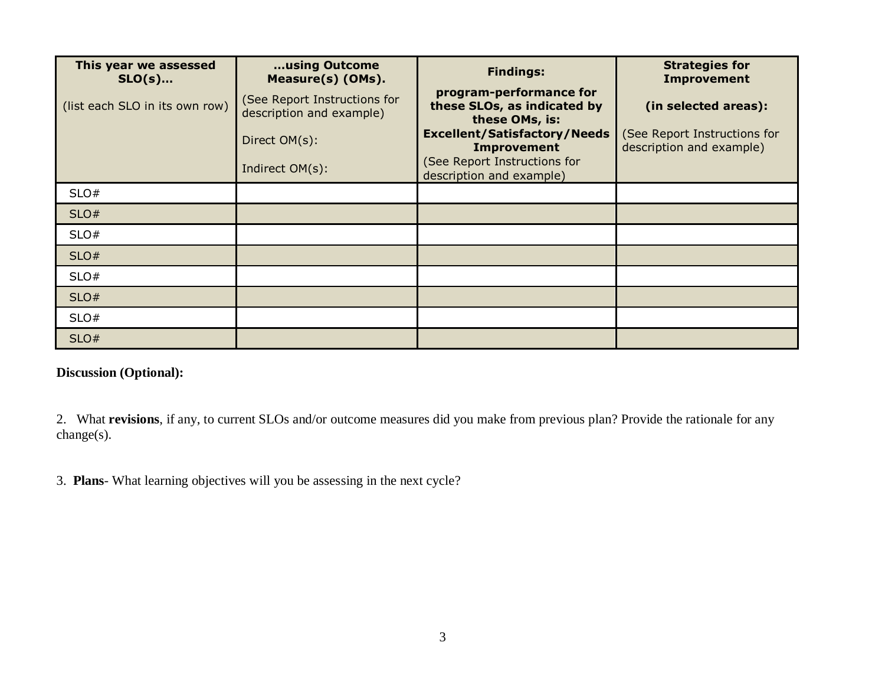| **This year we assessed SLO(s)…** (list each SLO in its own row) | **…using Outcome Measure(s) (OMs).** (See Report Instructions for description and example) Direct OM(s): Indirect OM(s): | **Findings: program-performance for these SLOs, as indicated by these OMs, is: Excellent/Satisfactory/Needs Improvement** (See Report Instructions for description and example) | **Strategies for Improvement (in selected areas):** (See Report Instructions for description and example) |
|---|---|---|---|
| SLO# | | | |
| SLO# | | | |
| SLO# | | | |
| SLO# | | | |
| SLO# | | | |
| SLO# | | | |
| SLO# | | | |
| SLO# | | | |

**Discussion (Optional):**

2. What **revisions**, if any, to current SLOs and/or outcome measures did you make from previous plan? Provide the rationale for any change(s).

3. **Plans**- What learning objectives will you be assessing in the next cycle?